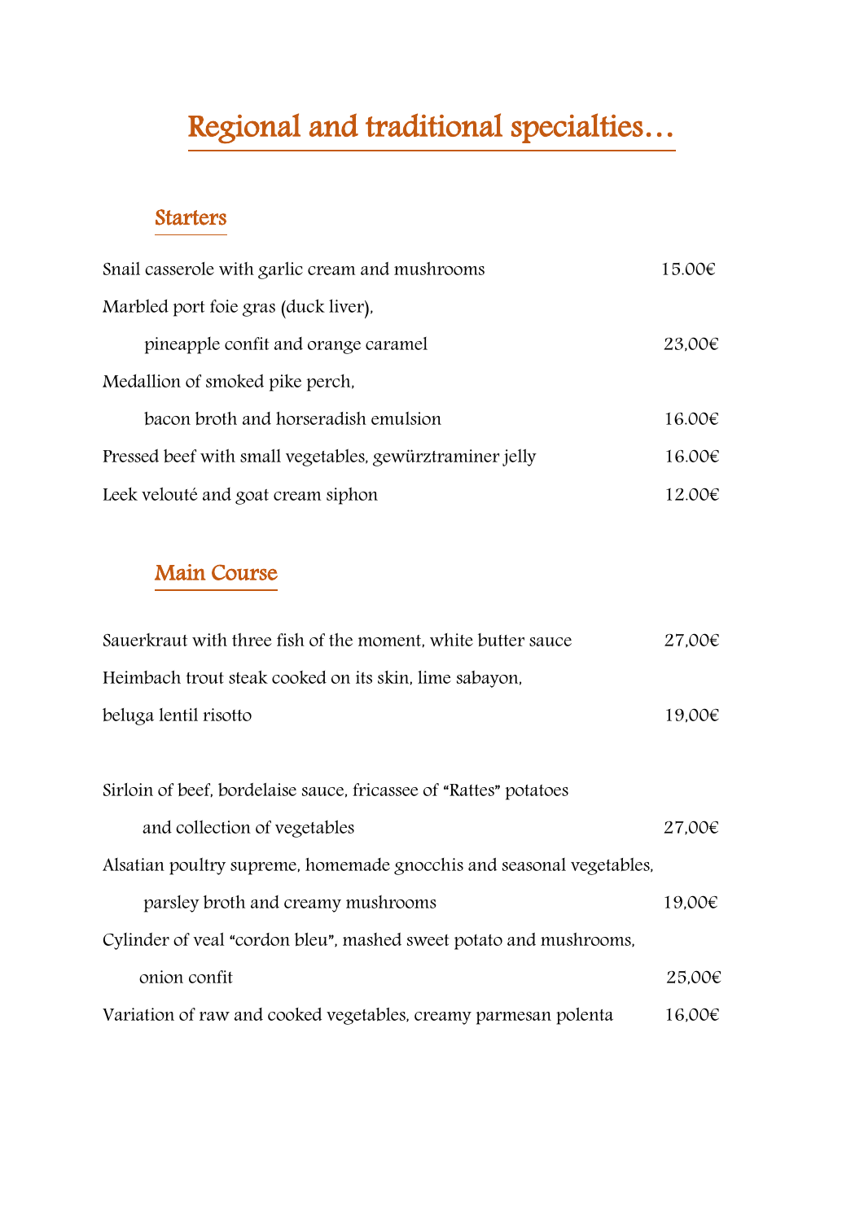# Regional and traditional specialties…

## Starters

Snail casserole with garlic cream and mushrooms 15.00€

Marbled port foie gras (duck liver),
pineapple confit and orange caramel 23,00€

Medallion of smoked pike perch,
bacon broth and horseradish emulsion 16.00€

Pressed beef with small vegetables, gewürztraminer jelly 16.00€

Leek velouté and goat cream siphon 12.00€

## Main Course

Sauerkraut with three fish of the moment, white butter sauce 27,00€

Heimbach trout steak cooked on its skin, lime sabayon,
beluga lentil risotto 19,00€

Sirloin of beef, bordelaise sauce, fricassee of "Rattes" potatoes
and collection of vegetables 27,00€

Alsatian poultry supreme, homemade gnocchis and seasonal vegetables,
parsley broth and creamy mushrooms 19,00€

Cylinder of veal "cordon bleu", mashed sweet potato and mushrooms,
onion confit 25,00€

Variation of raw and cooked vegetables, creamy parmesan polenta 16,00€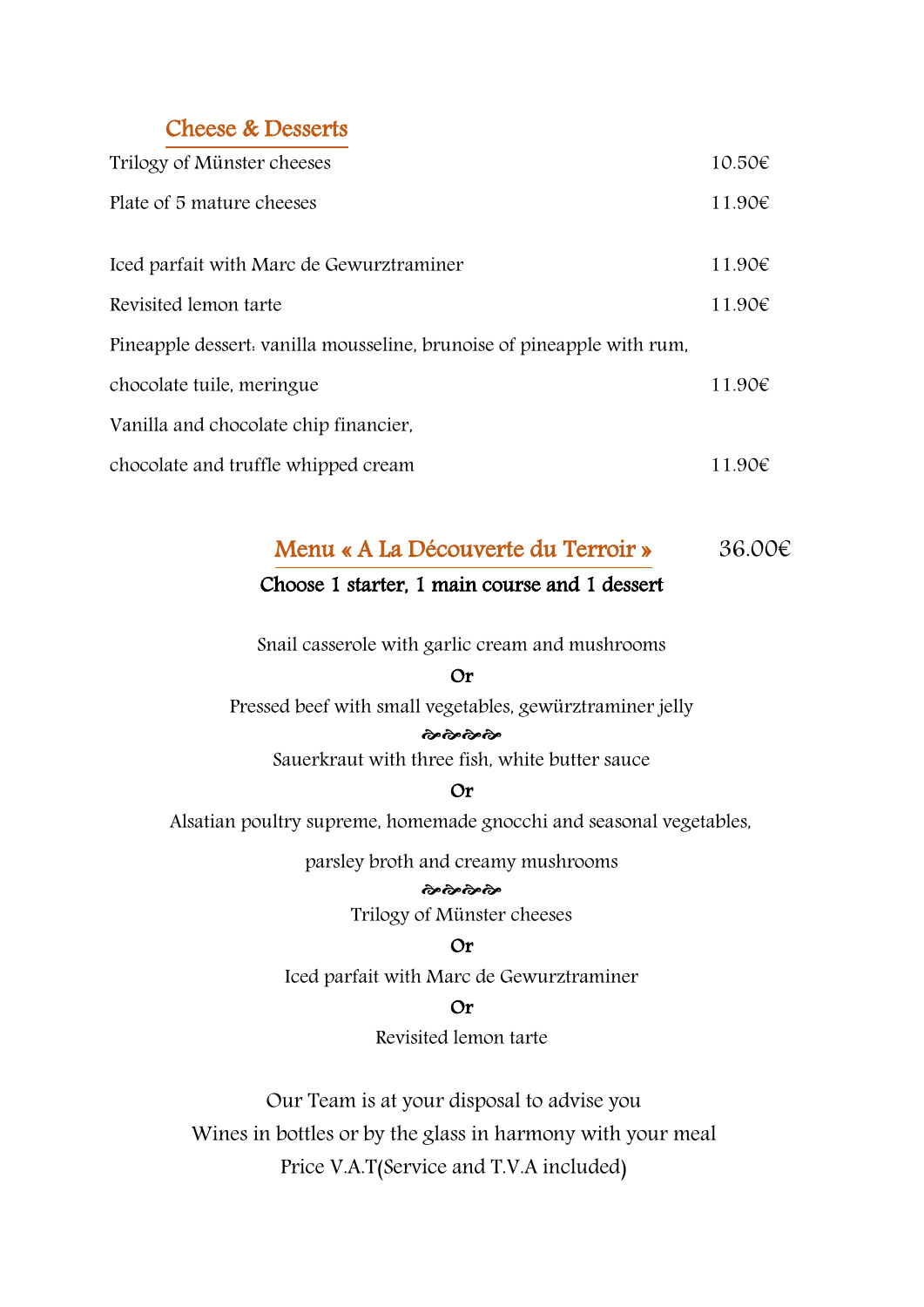## Cheese & Desserts

| | |
|---|---|
| Trilogy of Münster cheeses | 10.50€ |
| Plate of 5 mature cheeses | 11.90€ |
| Iced parfait with Marc de Gewurztraminer | 11.90€ |
| Revisited lemon tarte | 11.90€ |
| Pineapple dessert: vanilla mousseline, brunoise of pineapple with rum, chocolate tuile, meringue | 11.90€ |
| Vanilla and chocolate chip financier, chocolate and truffle whipped cream | 11.90€ |

## Menu « A La Découverte du Terroir » 36.00€

**Choose 1 starter, 1 main course and 1 dessert**

Snail casserole with garlic cream and mushrooms

**Or**

Pressed beef with small vegetables, gewürztraminer jelly

Sauerkraut with three fish, white butter sauce

**Or**

Alsatian poultry supreme, homemade gnocchi and seasonal vegetables, parsley broth and creamy mushrooms

Trilogy of Münster cheeses

**Or**

Iced parfait with Marc de Gewurztraminer

**Or**

Revisited lemon tarte

Our Team is at your disposal to advise you
Wines in bottles or by the glass in harmony with your meal
Price V.A.T(Service and T.V.A included)